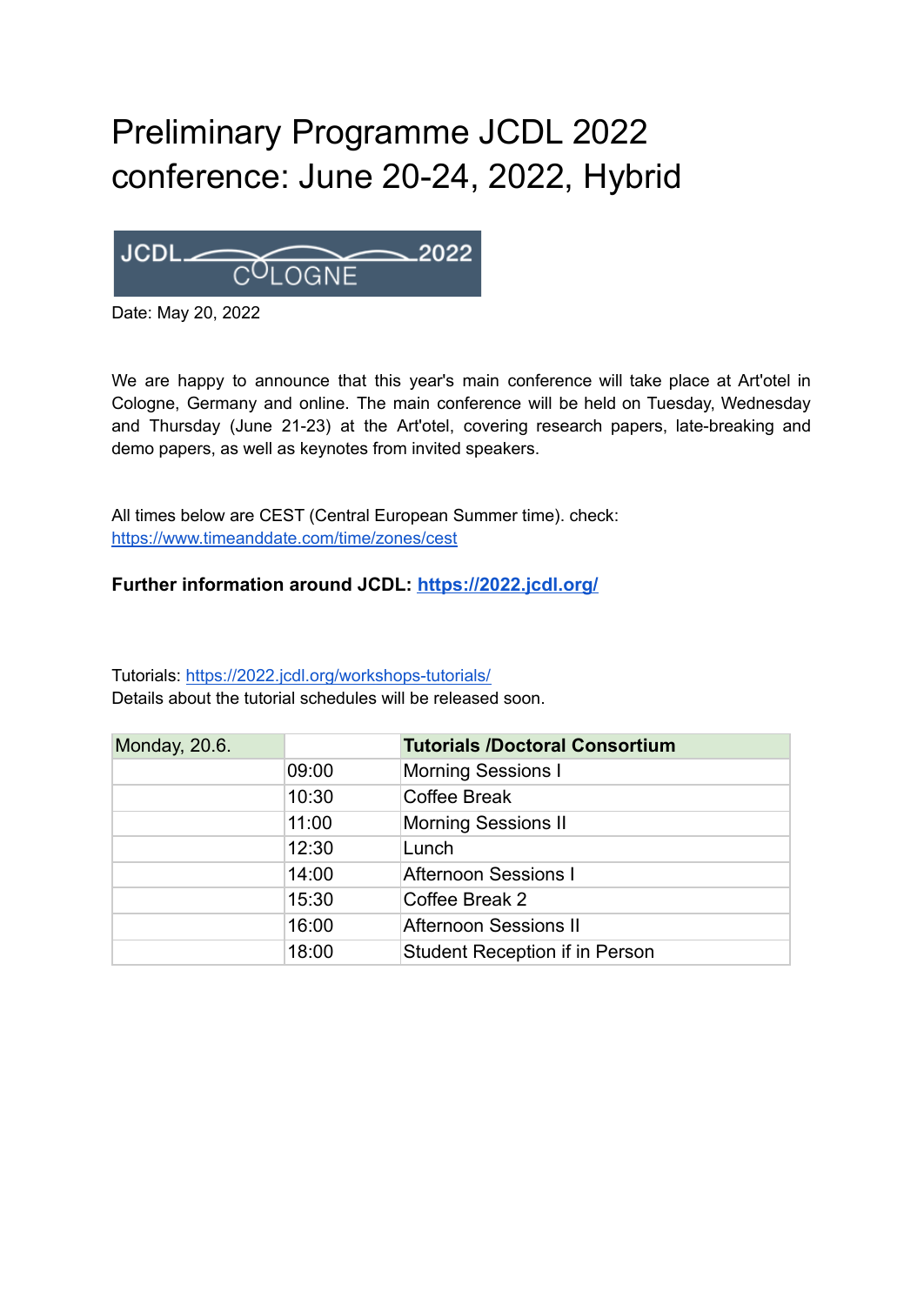# Preliminary Programme JCDL 2022 conference: June 20-24, 2022, Hybrid

Date: May 20, 2022

We are happy to announce that this year's main conference will take place at Art'otel in Cologne, Germany and online. The main conference will be held on Tuesday, Wednesday and Thursday (June 21-23) at the Art'otel, covering research papers, late-breaking and demo papers, as well as keynotes from invited speakers.

All times below are CEST (Central European Summer time). check: https://www.timeanddate.com/time/zones/cest

**Further information around JCDL: https://2022.jcdl.org/**

Tutorials: https://2022.jcdl.org/workshops-tutorials/
Details about the tutorial schedules will be released soon.

| Monday, 20.6. | | **Tutorials /Doctoral Consortium** |
|---|---|---|
| | 09:00 | Morning Sessions I |
| | 10:30 | Coffee Break |
| | 11:00 | Morning Sessions II |
| | 12:30 | Lunch |
| | 14:00 | Afternoon Sessions I |
| | 15:30 | Coffee Break 2 |
| | 16:00 | Afternoon Sessions II |
| | 18:00 | Student Reception if in Person |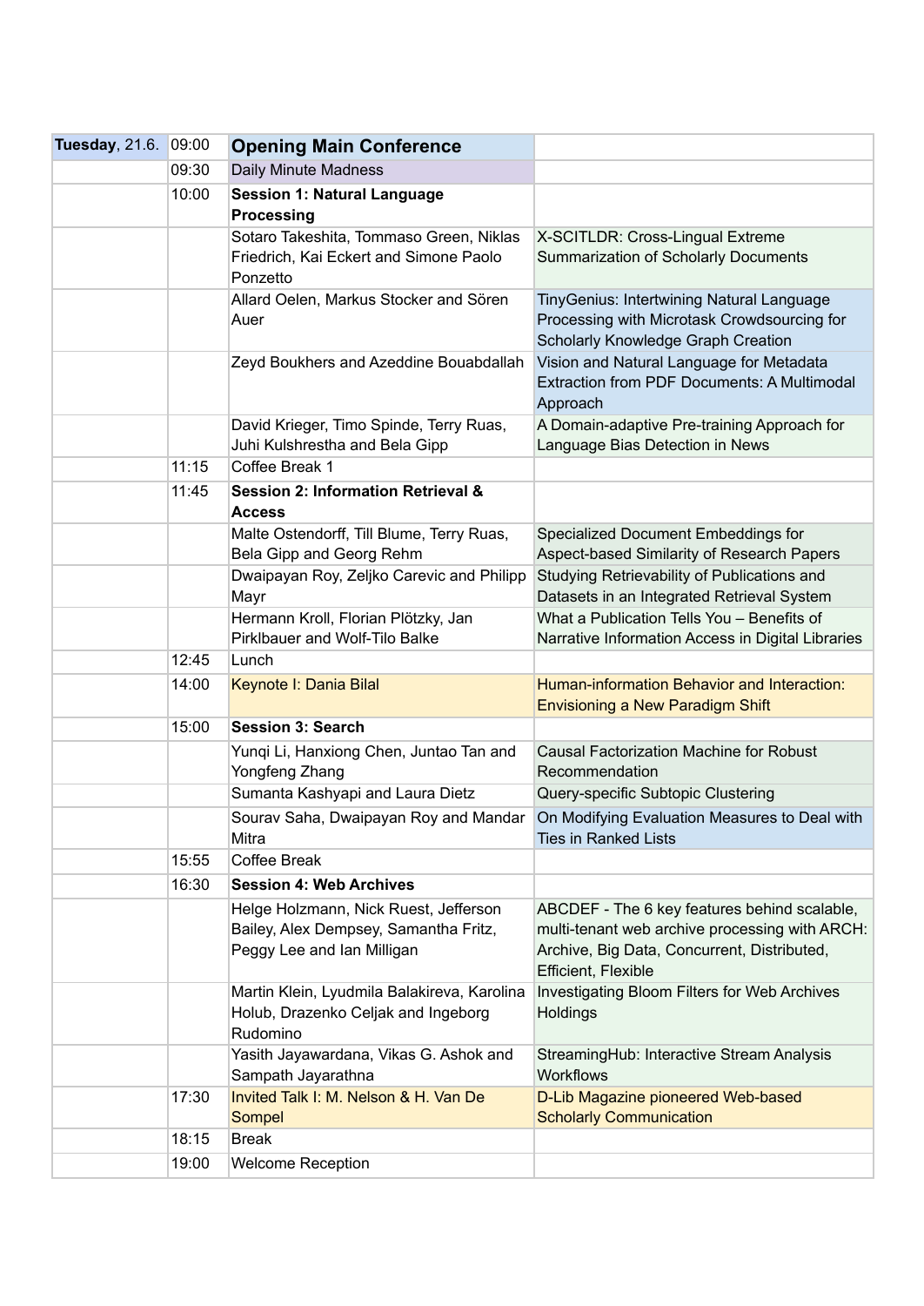| **Tuesday**, 21.6. | 09:00 | **Opening Main Conference** | |
|---|---|---|---|
| | 09:30 | Daily Minute Madness | |
| | 10:00 | **Session 1: Natural Language Processing** | |
| | | Sotaro Takeshita, Tommaso Green, Niklas Friedrich, Kai Eckert and Simone Paolo Ponzetto | X-SCITLDR: Cross-Lingual Extreme Summarization of Scholarly Documents |
| | | Allard Oelen, Markus Stocker and Sören Auer | TinyGenius: Intertwining Natural Language Processing with Microtask Crowdsourcing for Scholarly Knowledge Graph Creation |
| | | Zeyd Boukhers and Azeddine Bouabdallah | Vision and Natural Language for Metadata Extraction from PDF Documents: A Multimodal Approach |
| | | David Krieger, Timo Spinde, Terry Ruas, Juhi Kulshrestha and Bela Gipp | A Domain-adaptive Pre-training Approach for Language Bias Detection in News |
| | 11:15 | Coffee Break 1 | |
| | 11:45 | **Session 2: Information Retrieval & Access** | |
| | | Malte Ostendorff, Till Blume, Terry Ruas, Bela Gipp and Georg Rehm | Specialized Document Embeddings for Aspect-based Similarity of Research Papers |
| | | Dwaipayan Roy, Zeljko Carevic and Philipp Mayr | Studying Retrievability of Publications and Datasets in an Integrated Retrieval System |
| | | Hermann Kroll, Florian Plötzky, Jan Pirklbauer and Wolf-Tilo Balke | What a Publication Tells You – Benefits of Narrative Information Access in Digital Libraries |
| | 12:45 | Lunch | |
| | 14:00 | Keynote I: Dania Bilal | Human-information Behavior and Interaction: Envisioning a New Paradigm Shift |
| | 15:00 | **Session 3: Search** | |
| | | Yunqi Li, Hanxiong Chen, Juntao Tan and Yongfeng Zhang | Causal Factorization Machine for Robust Recommendation |
| | | Sumanta Kashyapi and Laura Dietz | Query-specific Subtopic Clustering |
| | | Sourav Saha, Dwaipayan Roy and Mandar Mitra | On Modifying Evaluation Measures to Deal with Ties in Ranked Lists |
| | 15:55 | Coffee Break | |
| | 16:30 | **Session 4: Web Archives** | |
| | | Helge Holzmann, Nick Ruest, Jefferson Bailey, Alex Dempsey, Samantha Fritz, Peggy Lee and Ian Milligan | ABCDEF - The 6 key features behind scalable, multi-tenant web archive processing with ARCH: Archive, Big Data, Concurrent, Distributed, Efficient, Flexible |
| | | Martin Klein, Lyudmila Balakireva, Karolina Holub, Drazenko Celjak and Ingeborg Rudomino | Investigating Bloom Filters for Web Archives Holdings |
| | | Yasith Jayawardana, Vikas G. Ashok and Sampath Jayarathna | StreamingHub: Interactive Stream Analysis Workflows |
| | 17:30 | Invited Talk I: M. Nelson & H. Van De Sompel | D-Lib Magazine pioneered Web-based Scholarly Communication |
| | 18:15 | Break | |
| | 19:00 | Welcome Reception | |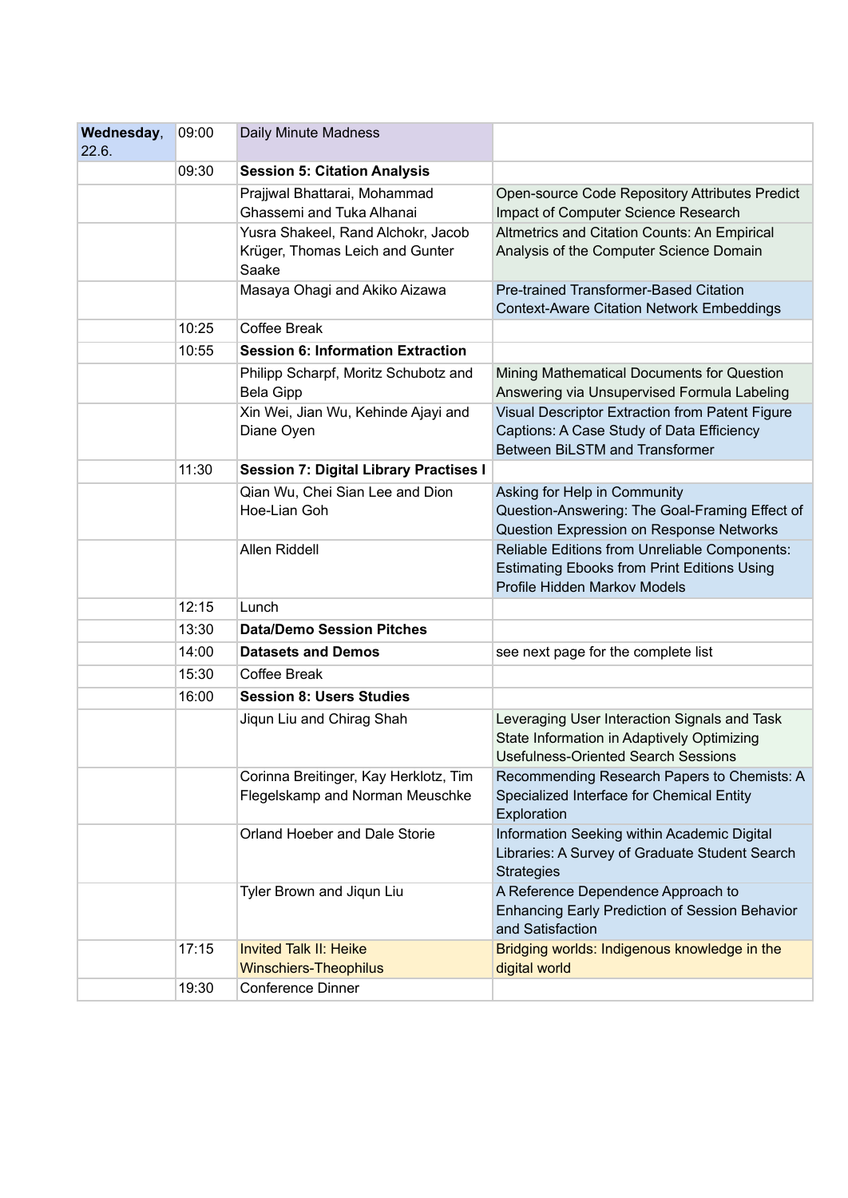| Wednesday, 22.6. | 09:00 | Daily Minute Madness | |
|---|---|---|---|
| | 09:30 | **Session 5: Citation Analysis** | |
| | | Prajjwal Bhattarai, Mohammad Ghassemi and Tuka Alhanai | Open-source Code Repository Attributes Predict Impact of Computer Science Research |
| | | Yusra Shakeel, Rand Alchokr, Jacob Krüger, Thomas Leich and Gunter Saake | Altmetrics and Citation Counts: An Empirical Analysis of the Computer Science Domain |
| | | Masaya Ohagi and Akiko Aizawa | Pre-trained Transformer-Based Citation Context-Aware Citation Network Embeddings |
| | 10:25 | Coffee Break | |
| | 10:55 | **Session 6: Information Extraction** | |
| | | Philipp Scharpf, Moritz Schubotz and Bela Gipp | Mining Mathematical Documents for Question Answering via Unsupervised Formula Labeling |
| | | Xin Wei, Jian Wu, Kehinde Ajayi and Diane Oyen | Visual Descriptor Extraction from Patent Figure Captions: A Case Study of Data Efficiency Between BiLSTM and Transformer |
| | 11:30 | **Session 7: Digital Library Practises I** | |
| | | Qian Wu, Chei Sian Lee and Dion Hoe-Lian Goh | Asking for Help in Community Question-Answering: The Goal-Framing Effect of Question Expression on Response Networks |
| | | Allen Riddell | Reliable Editions from Unreliable Components: Estimating Ebooks from Print Editions Using Profile Hidden Markov Models |
| | 12:15 | Lunch | |
| | 13:30 | **Data/Demo Session Pitches** | |
| | 14:00 | **Datasets and Demos** | see next page for the complete list |
| | 15:30 | Coffee Break | |
| | 16:00 | **Session 8: Users Studies** | |
| | | Jiqun Liu and Chirag Shah | Leveraging User Interaction Signals and Task State Information in Adaptively Optimizing Usefulness-Oriented Search Sessions |
| | | Corinna Breitinger, Kay Herklotz, Tim Flegelskamp and Norman Meuschke | Recommending Research Papers to Chemists: A Specialized Interface for Chemical Entity Exploration |
| | | Orland Hoeber and Dale Storie | Information Seeking within Academic Digital Libraries: A Survey of Graduate Student Search Strategies |
| | | Tyler Brown and Jiqun Liu | A Reference Dependence Approach to Enhancing Early Prediction of Session Behavior and Satisfaction |
| | 17:15 | Invited Talk II: Heike Winschiers-Theophilus | Bridging worlds: Indigenous knowledge in the digital world |
| | 19:30 | Conference Dinner | |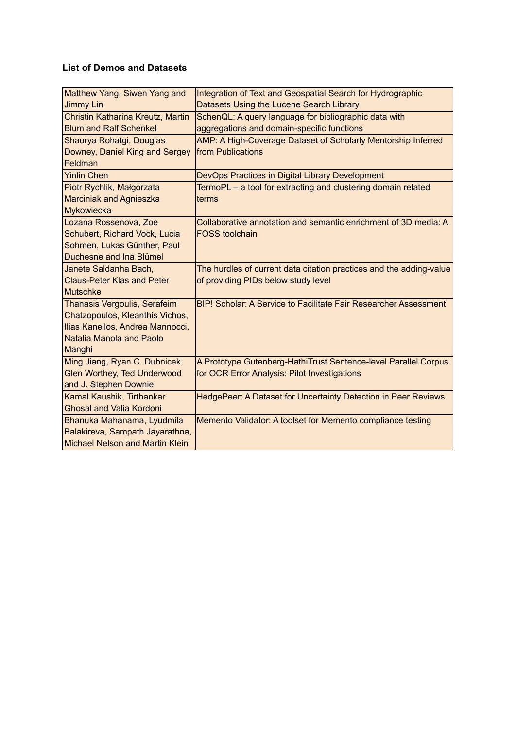**List of Demos and Datasets**

| | |
|---|---|
| Matthew Yang, Siwen Yang and Jimmy Lin | Integration of Text and Geospatial Search for Hydrographic Datasets Using the Lucene Search Library |
| Christin Katharina Kreutz, Martin Blum and Ralf Schenkel | SchenQL: A query language for bibliographic data with aggregations and domain-specific functions |
| Shaurya Rohatgi, Douglas Downey, Daniel King and Sergey Feldman | AMP: A High-Coverage Dataset of Scholarly Mentorship Inferred from Publications |
| Yinlin Chen | DevOps Practices in Digital Library Development |
| Piotr Rychlik, Małgorzata Marciniak and Agnieszka Mykowiecka | TermoPL – a tool for extracting and clustering domain related terms |
| Lozana Rossenova, Zoe Schubert, Richard Vock, Lucia Sohmen, Lukas Günther, Paul Duchesne and Ina Blümel | Collaborative annotation and semantic enrichment of 3D media: A FOSS toolchain |
| Janete Saldanha Bach, Claus-Peter Klas and Peter Mutschke | The hurdles of current data citation practices and the adding-value of providing PIDs below study level |
| Thanasis Vergoulis, Serafeim Chatzopoulos, Kleanthis Vichos, Ilias Kanellos, Andrea Mannocci, Natalia Manola and Paolo Manghi | BIP! Scholar: A Service to Facilitate Fair Researcher Assessment |
| Ming Jiang, Ryan C. Dubnicek, Glen Worthey, Ted Underwood and J. Stephen Downie | A Prototype Gutenberg-HathiTrust Sentence-level Parallel Corpus for OCR Error Analysis: Pilot Investigations |
| Kamal Kaushik, Tirthankar Ghosal and Valia Kordoni | HedgePeer: A Dataset for Uncertainty Detection in Peer Reviews |
| Bhanuka Mahanama, Lyudmila Balakireva, Sampath Jayarathna, Michael Nelson and Martin Klein | Memento Validator: A toolset for Memento compliance testing |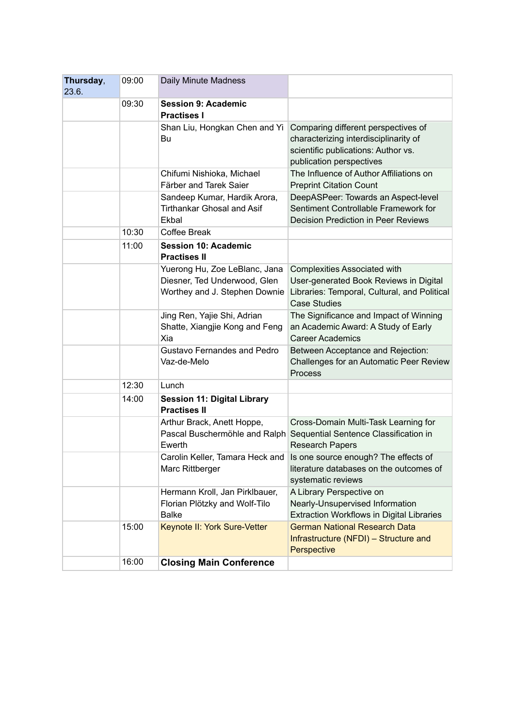| Thursday, 23.6. | 09:00 | Daily Minute Madness | |
|---|---|---|---|
| | 09:30 | **Session 9: Academic Practises I** | |
| | | Shan Liu, Hongkan Chen and Yi Bu | Comparing different perspectives of characterizing interdisciplinarity of scientific publications: Author vs. publication perspectives |
| | | Chifumi Nishioka, Michael Färber and Tarek Saier | The Influence of Author Affiliations on Preprint Citation Count |
| | | Sandeep Kumar, Hardik Arora, Tirthankar Ghosal and Asif Ekbal | DeepASPeer: Towards an Aspect-level Sentiment Controllable Framework for Decision Prediction in Peer Reviews |
| | 10:30 | Coffee Break | |
| | 11:00 | **Session 10: Academic Practises II** | |
| | | Yuerong Hu, Zoe LeBlanc, Jana Diesner, Ted Underwood, Glen Worthey and J. Stephen Downie | Complexities Associated with User-generated Book Reviews in Digital Libraries: Temporal, Cultural, and Political Case Studies |
| | | Jing Ren, Yajie Shi, Adrian Shatte, Xiangjie Kong and Feng Xia | The Significance and Impact of Winning an Academic Award: A Study of Early Career Academics |
| | | Gustavo Fernandes and Pedro Vaz-de-Melo | Between Acceptance and Rejection: Challenges for an Automatic Peer Review Process |
| | 12:30 | Lunch | |
| | 14:00 | **Session 11: Digital Library Practises II** | |
| | | Arthur Brack, Anett Hoppe, Pascal Buschermöhle and Ralph Ewerth | Cross-Domain Multi-Task Learning for Sequential Sentence Classification in Research Papers |
| | | Carolin Keller, Tamara Heck and Marc Rittberger | Is one source enough? The effects of literature databases on the outcomes of systematic reviews |
| | | Hermann Kroll, Jan Pirklbauer, Florian Plötzky and Wolf-Tilo Balke | A Library Perspective on Nearly-Unsupervised Information Extraction Workflows in Digital Libraries |
| | 15:00 | Keynote II: York Sure-Vetter | German National Research Data Infrastructure (NFDI) – Structure and Perspective |
| | 16:00 | **Closing Main Conference** | |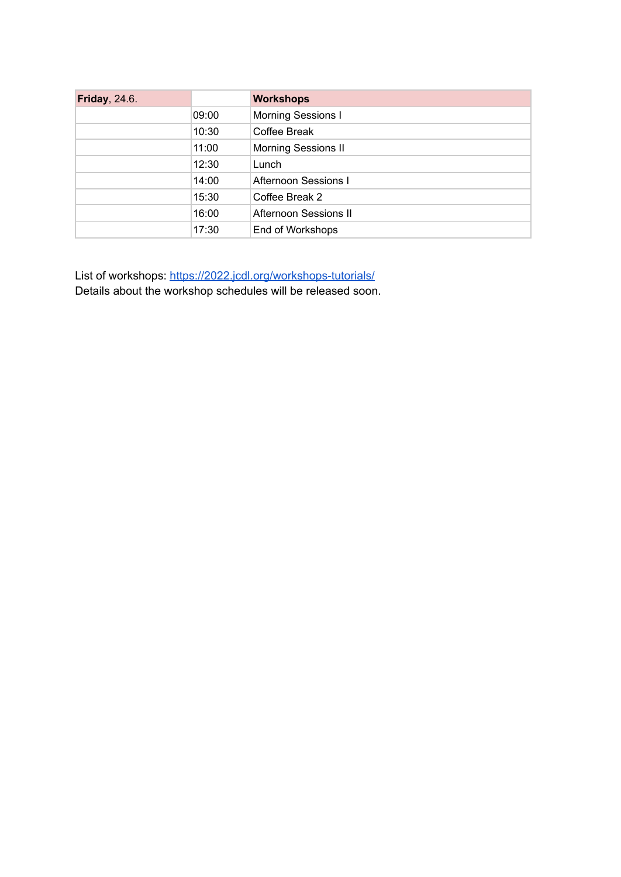| **Friday**, 24.6. | | **Workshops** |
| --- | --- | --- |
| | 09:00 | Morning Sessions I |
| | 10:30 | Coffee Break |
| | 11:00 | Morning Sessions II |
| | 12:30 | Lunch |
| | 14:00 | Afternoon Sessions I |
| | 15:30 | Coffee Break 2 |
| | 16:00 | Afternoon Sessions II |
| | 17:30 | End of Workshops |

List of workshops: [https://2022.jcdl.org/workshops-tutorials/](https://2022.jcdl.org/workshops-tutorials/)
Details about the workshop schedules will be released soon.